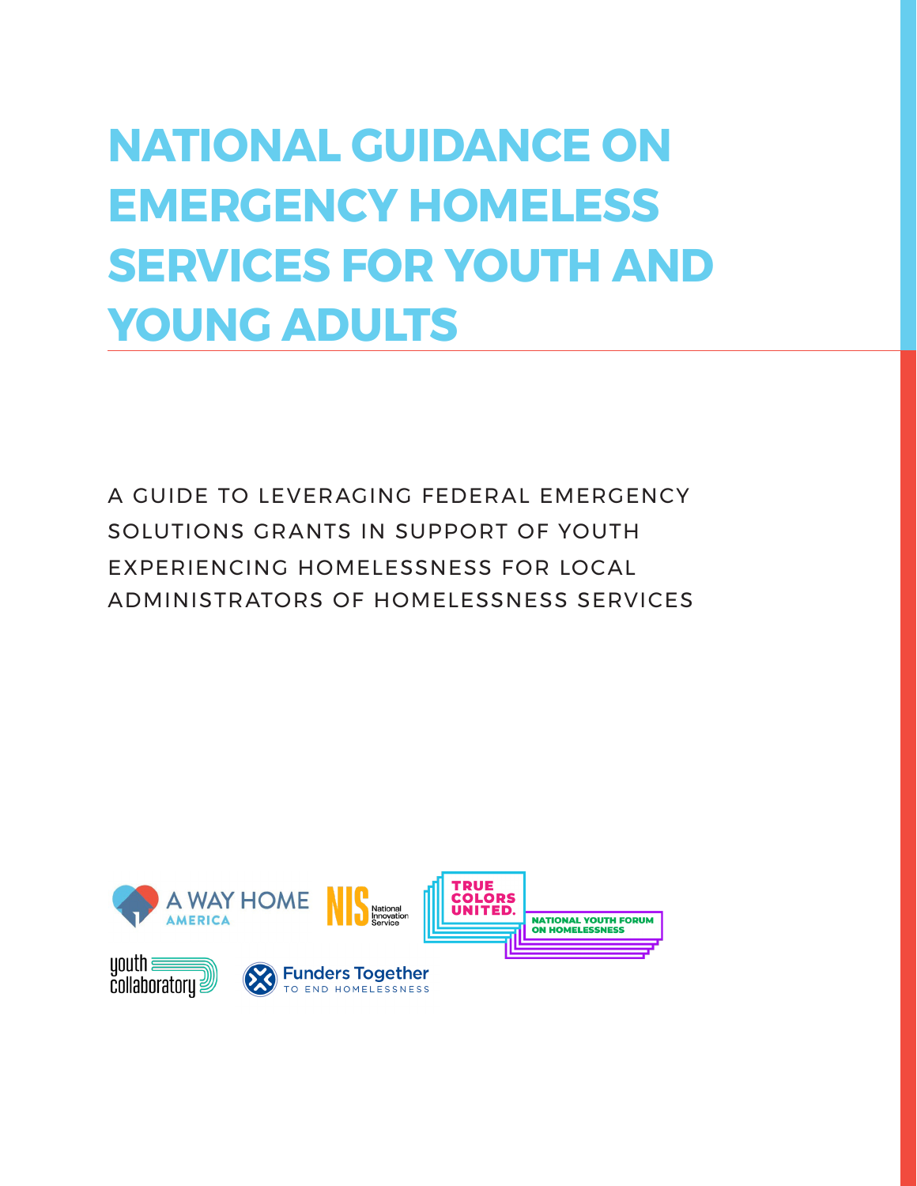# NATIONAL GUIDANCE ON EMERGENCY HOMELESS SERVICES FOR YOUTH AND YOUNG ADULTS

A GUIDE TO LEVERAGING FEDERAL EMERGENCY SOLUTIONS GRANTS IN SUPPORT OF YOUTH EXPERIENCING HOMELESSNESS FOR LOCAL ADMINISTRATORS OF HOMELESSNESS SERVICES

A WAY HOME AMERICA

NIS National Innovation Service

TRUE COLORS UNITED.

NATIONAL YOUTH FORUM ON HOMELESSNESS

youth collaboratory

Funders Together TO END HOMELESSNESS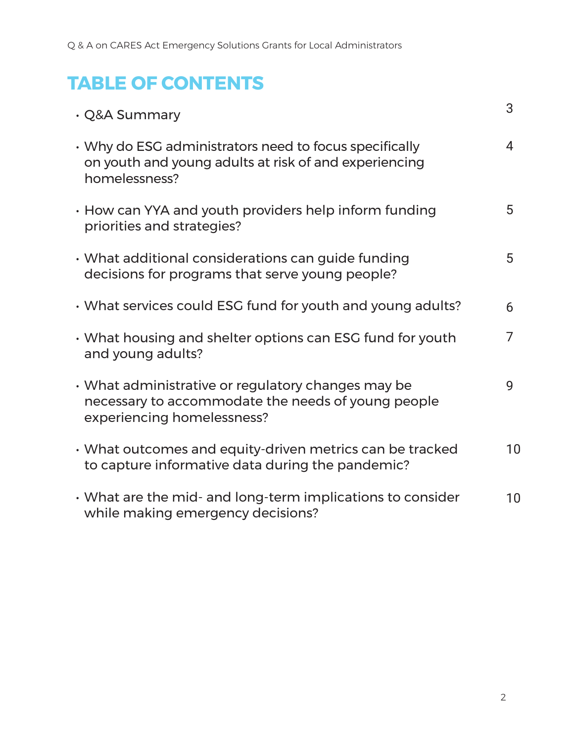# TABLE OF CONTENTS

- Q&A Summary 3
- Why do ESG administrators need to focus specifically on youth and young adults at risk of and experiencing homelessness? 4
- How can YYA and youth providers help inform funding priorities and strategies? 5
- What additional considerations can guide funding decisions for programs that serve young people? 5
- What services could ESG fund for youth and young adults? 6
- What housing and shelter options can ESG fund for youth and young adults? 7
- What administrative or regulatory changes may be necessary to accommodate the needs of young people experiencing homelessness? 9
- What outcomes and equity-driven metrics can be tracked to capture informative data during the pandemic? 10
- What are the mid- and long-term implications to consider while making emergency decisions? 10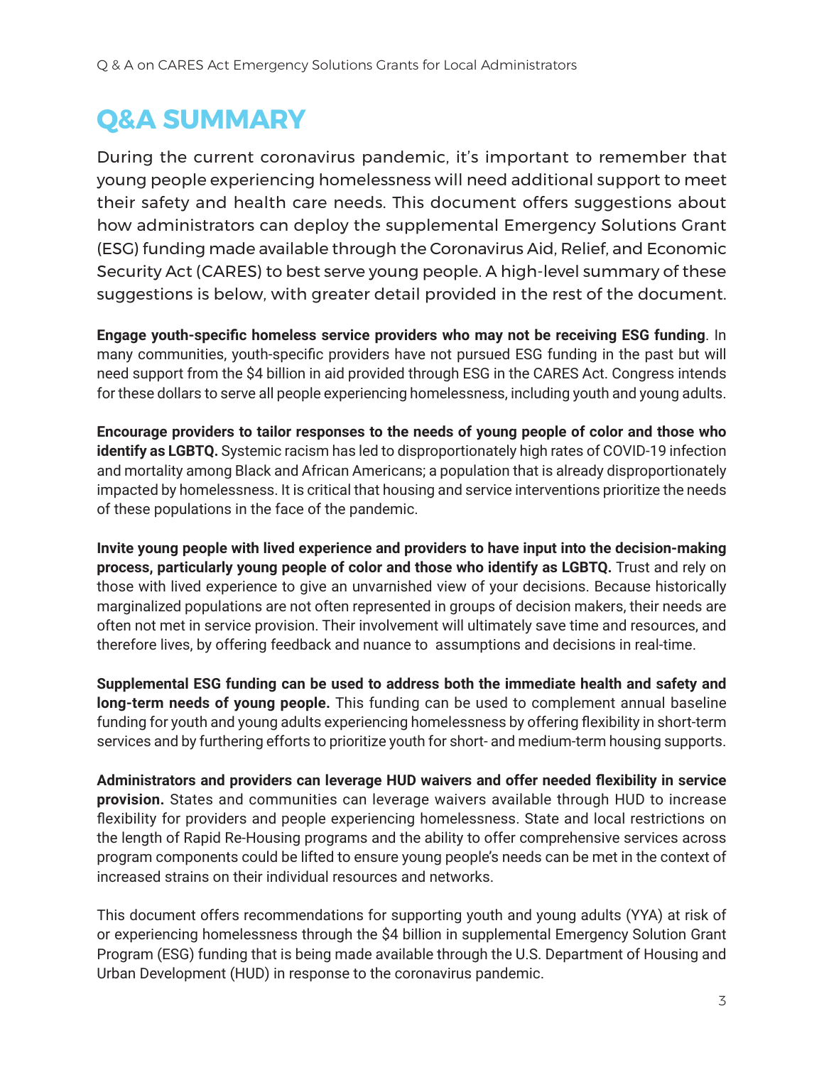# Q&A SUMMARY

During the current coronavirus pandemic, it's important to remember that young people experiencing homelessness will need additional support to meet their safety and health care needs. This document offers suggestions about how administrators can deploy the supplemental Emergency Solutions Grant (ESG) funding made available through the Coronavirus Aid, Relief, and Economic Security Act (CARES) to best serve young people. A high-level summary of these suggestions is below, with greater detail provided in the rest of the document.

**Engage youth-specific homeless service providers who may not be receiving ESG funding**. In many communities, youth-specific providers have not pursued ESG funding in the past but will need support from the $4 billion in aid provided through ESG in the CARES Act. Congress intends for these dollars to serve all people experiencing homelessness, including youth and young adults.

**Encourage providers to tailor responses to the needs of young people of color and those who identify as LGBTQ.** Systemic racism has led to disproportionately high rates of COVID-19 infection and mortality among Black and African Americans; a population that is already disproportionately impacted by homelessness. It is critical that housing and service interventions prioritize the needs of these populations in the face of the pandemic.

**Invite young people with lived experience and providers to have input into the decision-making process, particularly young people of color and those who identify as LGBTQ.** Trust and rely on those with lived experience to give an unvarnished view of your decisions. Because historically marginalized populations are not often represented in groups of decision makers, their needs are often not met in service provision. Their involvement will ultimately save time and resources, and therefore lives, by offering feedback and nuance to assumptions and decisions in real-time.

**Supplemental ESG funding can be used to address both the immediate health and safety and long-term needs of young people.** This funding can be used to complement annual baseline funding for youth and young adults experiencing homelessness by offering flexibility in short-term services and by furthering efforts to prioritize youth for short- and medium-term housing supports.

**Administrators and providers can leverage HUD waivers and offer needed flexibility in service provision.** States and communities can leverage waivers available through HUD to increase flexibility for providers and people experiencing homelessness. State and local restrictions on the length of Rapid Re-Housing programs and the ability to offer comprehensive services across program components could be lifted to ensure young people's needs can be met in the context of increased strains on their individual resources and networks.

This document offers recommendations for supporting youth and young adults (YYA) at risk of or experiencing homelessness through the $4 billion in supplemental Emergency Solution Grant Program (ESG) funding that is being made available through the U.S. Department of Housing and Urban Development (HUD) in response to the coronavirus pandemic.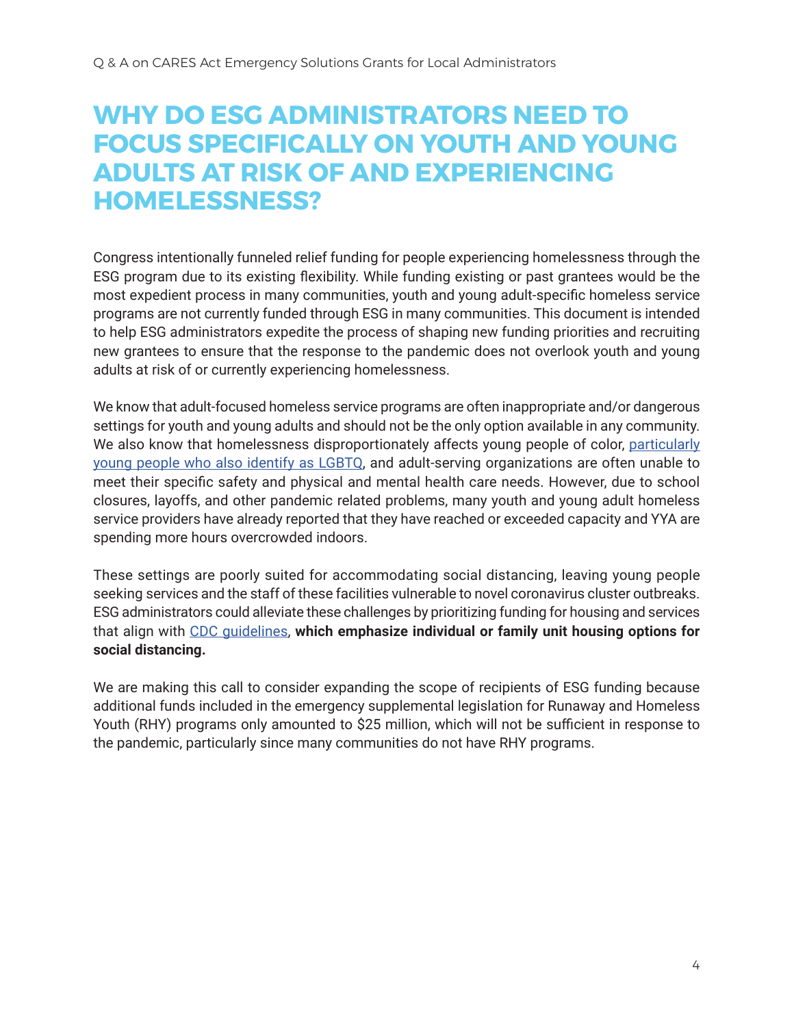# WHY DO ESG ADMINISTRATORS NEED TO FOCUS SPECIFICALLY ON YOUTH AND YOUNG ADULTS AT RISK OF AND EXPERIENCING HOMELESSNESS?

Congress intentionally funneled relief funding for people experiencing homelessness through the ESG program due to its existing flexibility. While funding existing or past grantees would be the most expedient process in many communities, youth and young adult-specific homeless service programs are not currently funded through ESG in many communities. This document is intended to help ESG administrators expedite the process of shaping new funding priorities and recruiting new grantees to ensure that the response to the pandemic does not overlook youth and young adults at risk of or currently experiencing homelessness.

We know that adult-focused homeless service programs are often inappropriate and/or dangerous settings for youth and young adults and should not be the only option available in any community. We also know that homelessness disproportionately affects young people of color, particularly young people who also identify as LGBTQ, and adult-serving organizations are often unable to meet their specific safety and physical and mental health care needs. However, due to school closures, layoffs, and other pandemic related problems, many youth and young adult homeless service providers have already reported that they have reached or exceeded capacity and YYA are spending more hours overcrowded indoors.

These settings are poorly suited for accommodating social distancing, leaving young people seeking services and the staff of these facilities vulnerable to novel coronavirus cluster outbreaks. ESG administrators could alleviate these challenges by prioritizing funding for housing and services that align with CDC guidelines, **which emphasize individual or family unit housing options for social distancing.**

We are making this call to consider expanding the scope of recipients of ESG funding because additional funds included in the emergency supplemental legislation for Runaway and Homeless Youth (RHY) programs only amounted to $25 million, which will not be sufficient in response to the pandemic, particularly since many communities do not have RHY programs.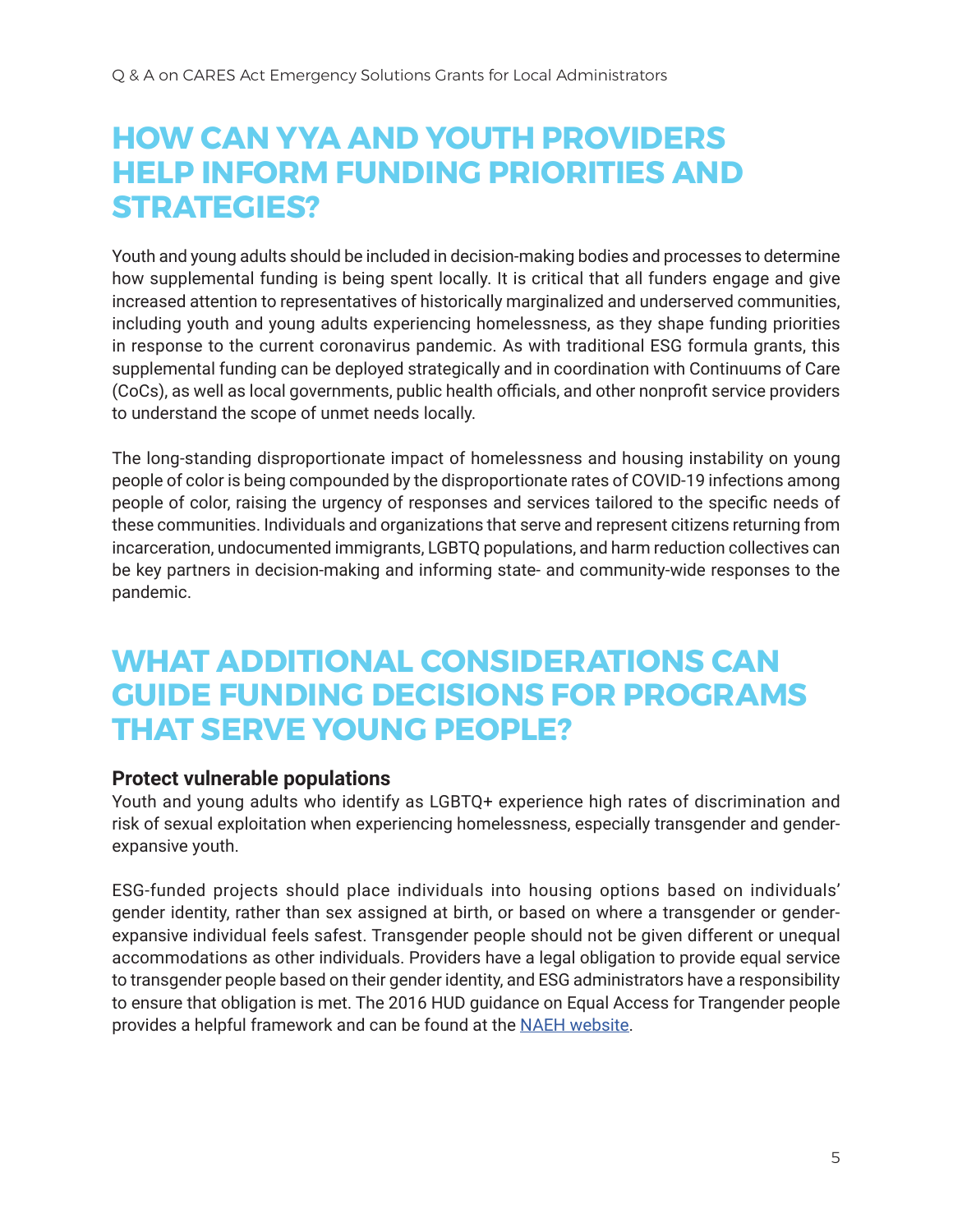## HOW CAN YYA AND YOUTH PROVIDERS HELP INFORM FUNDING PRIORITIES AND STRATEGIES?

Youth and young adults should be included in decision-making bodies and processes to determine how supplemental funding is being spent locally. It is critical that all funders engage and give increased attention to representatives of historically marginalized and underserved communities, including youth and young adults experiencing homelessness, as they shape funding priorities in response to the current coronavirus pandemic. As with traditional ESG formula grants, this supplemental funding can be deployed strategically and in coordination with Continuums of Care (CoCs), as well as local governments, public health officials, and other nonprofit service providers to understand the scope of unmet needs locally.

The long-standing disproportionate impact of homelessness and housing instability on young people of color is being compounded by the disproportionate rates of COVID-19 infections among people of color, raising the urgency of responses and services tailored to the specific needs of these communities. Individuals and organizations that serve and represent citizens returning from incarceration, undocumented immigrants, LGBTQ populations, and harm reduction collectives can be key partners in decision-making and informing state- and community-wide responses to the pandemic.

## WHAT ADDITIONAL CONSIDERATIONS CAN GUIDE FUNDING DECISIONS FOR PROGRAMS THAT SERVE YOUNG PEOPLE?

### Protect vulnerable populations

Youth and young adults who identify as LGBTQ+ experience high rates of discrimination and risk of sexual exploitation when experiencing homelessness, especially transgender and gender-expansive youth.

ESG-funded projects should place individuals into housing options based on individuals' gender identity, rather than sex assigned at birth, or based on where a transgender or gender-expansive individual feels safest. Transgender people should not be given different or unequal accommodations as other individuals. Providers have a legal obligation to provide equal service to transgender people based on their gender identity, and ESG administrators have a responsibility to ensure that obligation is met. The 2016 HUD guidance on Equal Access for Trangender people provides a helpful framework and can be found at the NAEH website.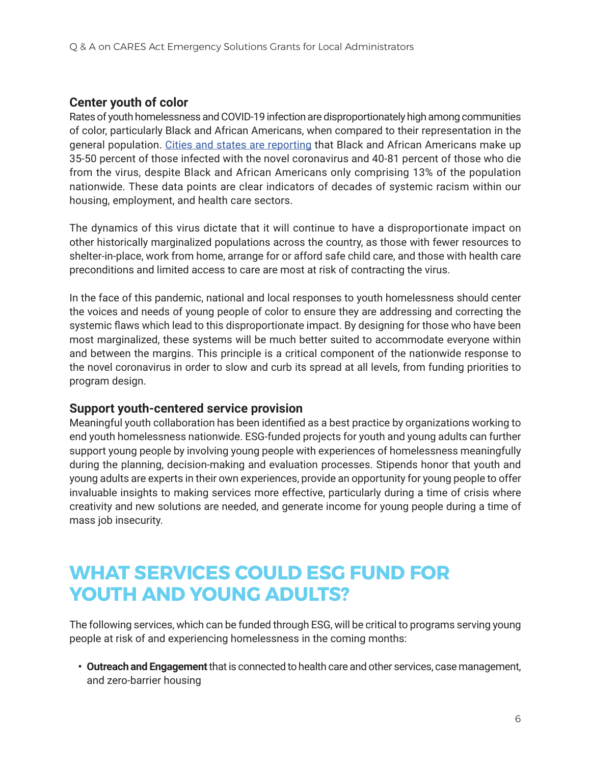### Center youth of color

Rates of youth homelessness and COVID-19 infection are disproportionately high among communities of color, particularly Black and African Americans, when compared to their representation in the general population. [Cities and states are reporting] that Black and African Americans make up 35-50 percent of those infected with the novel coronavirus and 40-81 percent of those who die from the virus, despite Black and African Americans only comprising 13% of the population nationwide. These data points are clear indicators of decades of systemic racism within our housing, employment, and health care sectors.

The dynamics of this virus dictate that it will continue to have a disproportionate impact on other historically marginalized populations across the country, as those with fewer resources to shelter-in-place, work from home, arrange for or afford safe child care, and those with health care preconditions and limited access to care are most at risk of contracting the virus.

In the face of this pandemic, national and local responses to youth homelessness should center the voices and needs of young people of color to ensure they are addressing and correcting the systemic flaws which lead to this disproportionate impact. By designing for those who have been most marginalized, these systems will be much better suited to accommodate everyone within and between the margins. This principle is a critical component of the nationwide response to the novel coronavirus in order to slow and curb its spread at all levels, from funding priorities to program design.

### Support youth-centered service provision

Meaningful youth collaboration has been identified as a best practice by organizations working to end youth homelessness nationwide. ESG-funded projects for youth and young adults can further support young people by involving young people with experiences of homelessness meaningfully during the planning, decision-making and evaluation processes. Stipends honor that youth and young adults are experts in their own experiences, provide an opportunity for young people to offer invaluable insights to making services more effective, particularly during a time of crisis where creativity and new solutions are needed, and generate income for young people during a time of mass job insecurity.

## WHAT SERVICES COULD ESG FUND FOR YOUTH AND YOUNG ADULTS?

The following services, which can be funded through ESG, will be critical to programs serving young people at risk of and experiencing homelessness in the coming months:

- **Outreach and Engagement** that is connected to health care and other services, case management, and zero-barrier housing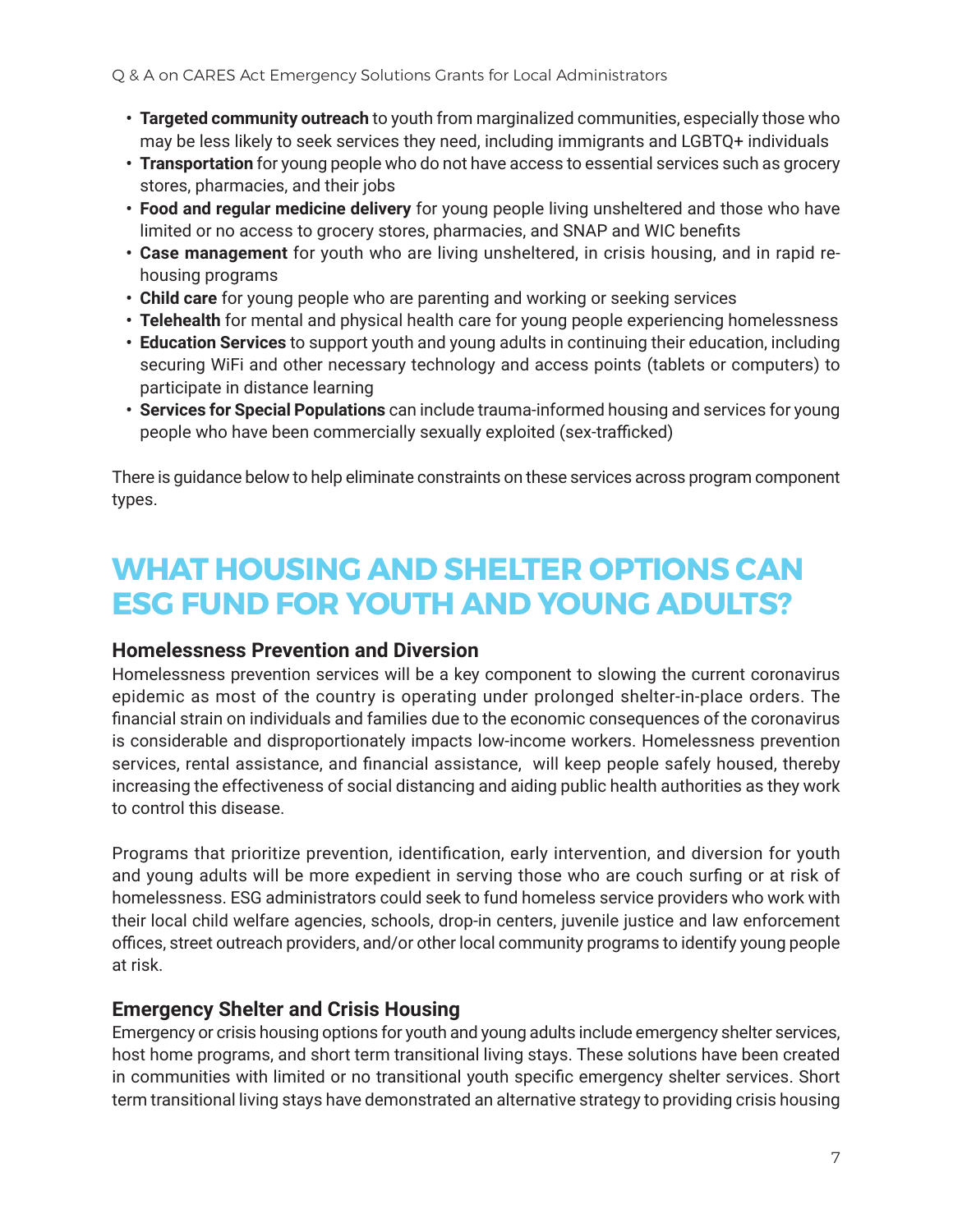- **Targeted community outreach** to youth from marginalized communities, especially those who may be less likely to seek services they need, including immigrants and LGBTQ+ individuals
- **Transportation** for young people who do not have access to essential services such as grocery stores, pharmacies, and their jobs
- **Food and regular medicine delivery** for young people living unsheltered and those who have limited or no access to grocery stores, pharmacies, and SNAP and WIC benefits
- **Case management** for youth who are living unsheltered, in crisis housing, and in rapid re-housing programs
- **Child care** for young people who are parenting and working or seeking services
- **Telehealth** for mental and physical health care for young people experiencing homelessness
- **Education Services** to support youth and young adults in continuing their education, including securing WiFi and other necessary technology and access points (tablets or computers) to participate in distance learning
- **Services for Special Populations** can include trauma-informed housing and services for young people who have been commercially sexually exploited (sex-trafficked)

There is guidance below to help eliminate constraints on these services across program component types.

## WHAT HOUSING AND SHELTER OPTIONS CAN ESG FUND FOR YOUTH AND YOUNG ADULTS?

### Homelessness Prevention and Diversion

Homelessness prevention services will be a key component to slowing the current coronavirus epidemic as most of the country is operating under prolonged shelter-in-place orders. The financial strain on individuals and families due to the economic consequences of the coronavirus is considerable and disproportionately impacts low-income workers. Homelessness prevention services, rental assistance, and financial assistance, will keep people safely housed, thereby increasing the effectiveness of social distancing and aiding public health authorities as they work to control this disease.

Programs that prioritize prevention, identification, early intervention, and diversion for youth and young adults will be more expedient in serving those who are couch surfing or at risk of homelessness. ESG administrators could seek to fund homeless service providers who work with their local child welfare agencies, schools, drop-in centers, juvenile justice and law enforcement offices, street outreach providers, and/or other local community programs to identify young people at risk.

### Emergency Shelter and Crisis Housing

Emergency or crisis housing options for youth and young adults include emergency shelter services, host home programs, and short term transitional living stays. These solutions have been created in communities with limited or no transitional youth specific emergency shelter services. Short term transitional living stays have demonstrated an alternative strategy to providing crisis housing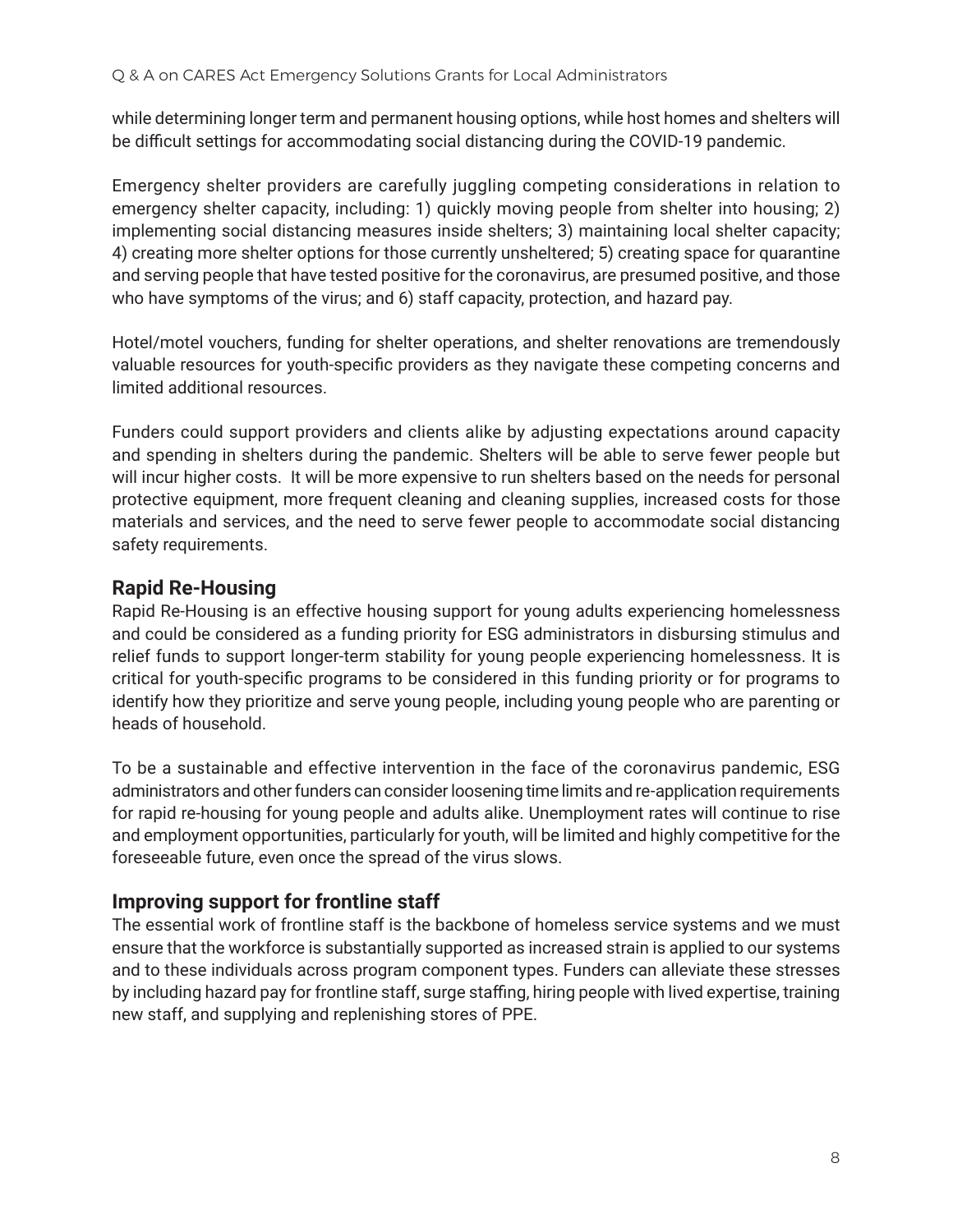while determining longer term and permanent housing options, while host homes and shelters will be difficult settings for accommodating social distancing during the COVID-19 pandemic.

Emergency shelter providers are carefully juggling competing considerations in relation to emergency shelter capacity, including: 1) quickly moving people from shelter into housing; 2) implementing social distancing measures inside shelters; 3) maintaining local shelter capacity; 4) creating more shelter options for those currently unsheltered; 5) creating space for quarantine and serving people that have tested positive for the coronavirus, are presumed positive, and those who have symptoms of the virus; and 6) staff capacity, protection, and hazard pay.

Hotel/motel vouchers, funding for shelter operations, and shelter renovations are tremendously valuable resources for youth-specific providers as they navigate these competing concerns and limited additional resources.

Funders could support providers and clients alike by adjusting expectations around capacity and spending in shelters during the pandemic. Shelters will be able to serve fewer people but will incur higher costs. It will be more expensive to run shelters based on the needs for personal protective equipment, more frequent cleaning and cleaning supplies, increased costs for those materials and services, and the need to serve fewer people to accommodate social distancing safety requirements.

## Rapid Re-Housing

Rapid Re-Housing is an effective housing support for young adults experiencing homelessness and could be considered as a funding priority for ESG administrators in disbursing stimulus and relief funds to support longer-term stability for young people experiencing homelessness. It is critical for youth-specific programs to be considered in this funding priority or for programs to identify how they prioritize and serve young people, including young people who are parenting or heads of household.

To be a sustainable and effective intervention in the face of the coronavirus pandemic, ESG administrators and other funders can consider loosening time limits and re-application requirements for rapid re-housing for young people and adults alike. Unemployment rates will continue to rise and employment opportunities, particularly for youth, will be limited and highly competitive for the foreseeable future, even once the spread of the virus slows.

## Improving support for frontline staff

The essential work of frontline staff is the backbone of homeless service systems and we must ensure that the workforce is substantially supported as increased strain is applied to our systems and to these individuals across program component types. Funders can alleviate these stresses by including hazard pay for frontline staff, surge staffing, hiring people with lived expertise, training new staff, and supplying and replenishing stores of PPE.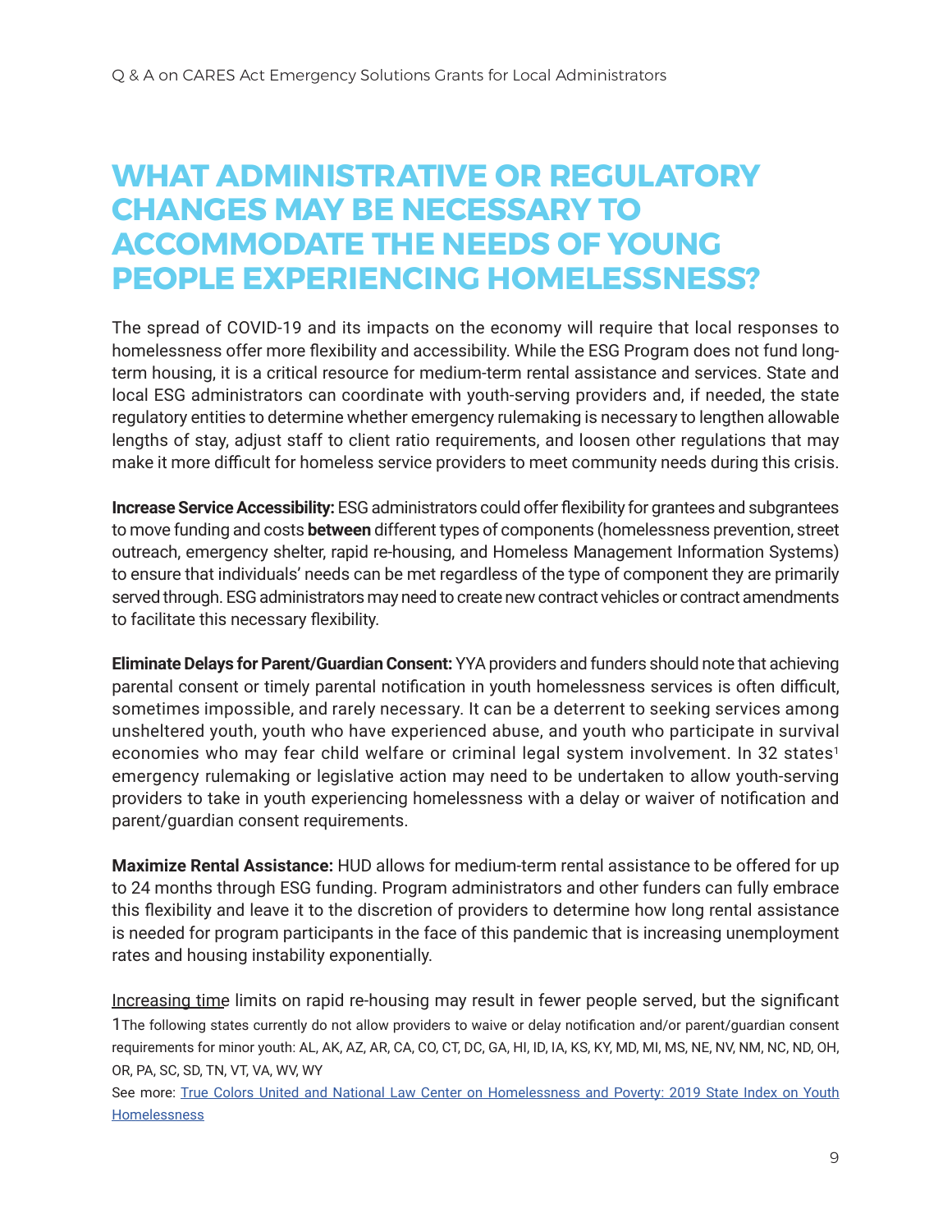# WHAT ADMINISTRATIVE OR REGULATORY CHANGES MAY BE NECESSARY TO ACCOMMODATE THE NEEDS OF YOUNG PEOPLE EXPERIENCING HOMELESSNESS?

The spread of COVID-19 and its impacts on the economy will require that local responses to homelessness offer more flexibility and accessibility. While the ESG Program does not fund long-term housing, it is a critical resource for medium-term rental assistance and services. State and local ESG administrators can coordinate with youth-serving providers and, if needed, the state regulatory entities to determine whether emergency rulemaking is necessary to lengthen allowable lengths of stay, adjust staff to client ratio requirements, and loosen other regulations that may make it more difficult for homeless service providers to meet community needs during this crisis.

**Increase Service Accessibility:** ESG administrators could offer flexibility for grantees and subgrantees to move funding and costs **between** different types of components (homelessness prevention, street outreach, emergency shelter, rapid re-housing, and Homeless Management Information Systems) to ensure that individuals' needs can be met regardless of the type of component they are primarily served through. ESG administrators may need to create new contract vehicles or contract amendments to facilitate this necessary flexibility.

**Eliminate Delays for Parent/Guardian Consent:** YYA providers and funders should note that achieving parental consent or timely parental notification in youth homelessness services is often difficult, sometimes impossible, and rarely necessary. It can be a deterrent to seeking services among unsheltered youth, youth who have experienced abuse, and youth who participate in survival economies who may fear child welfare or criminal legal system involvement. In 32 states[1] emergency rulemaking or legislative action may need to be undertaken to allow youth-serving providers to take in youth experiencing homelessness with a delay or waiver of notification and parent/guardian consent requirements.

**Maximize Rental Assistance:** HUD allows for medium-term rental assistance to be offered for up to 24 months through ESG funding. Program administrators and other funders can fully embrace this flexibility and leave it to the discretion of providers to determine how long rental assistance is needed for program participants in the face of this pandemic that is increasing unemployment rates and housing instability exponentially.

Increasing time limits on rapid re-housing may result in fewer people served, but the significant

1 The following states currently do not allow providers to waive or delay notification and/or parent/guardian consent requirements for minor youth: AL, AK, AZ, AR, CA, CO, CT, DC, GA, HI, ID, IA, KS, KY, MD, MI, MS, NE, NV, NM, NC, ND, OH, OR, PA, SC, SD, TN, VT, VA, WV, WY

See more: [True Colors United and National Law Center on Homelessness and Poverty: 2019 State Index on Youth Homelessness]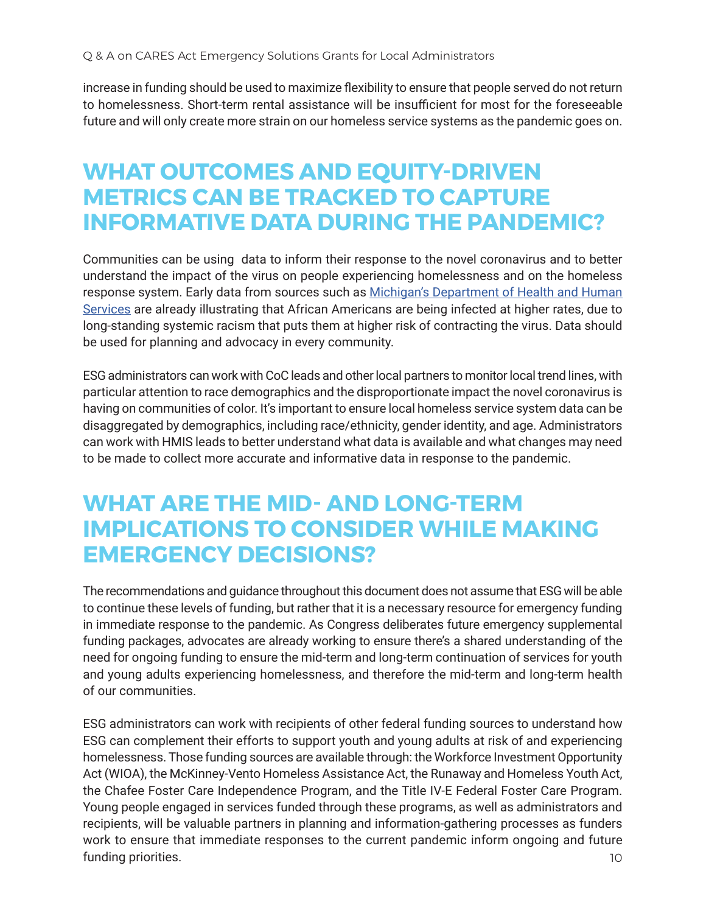increase in funding should be used to maximize flexibility to ensure that people served do not return to homelessness. Short-term rental assistance will be insufficient for most for the foreseeable future and will only create more strain on our homeless service systems as the pandemic goes on.

## WHAT OUTCOMES AND EQUITY-DRIVEN METRICS CAN BE TRACKED TO CAPTURE INFORMATIVE DATA DURING THE PANDEMIC?

Communities can be using  data to inform their response to the novel coronavirus and to better understand the impact of the virus on people experiencing homelessness and on the homeless response system. Early data from sources such as Michigan's Department of Health and Human Services are already illustrating that African Americans are being infected at higher rates, due to long-standing systemic racism that puts them at higher risk of contracting the virus. Data should be used for planning and advocacy in every community.

ESG administrators can work with CoC leads and other local partners to monitor local trend lines, with particular attention to race demographics and the disproportionate impact the novel coronavirus is having on communities of color. It's important to ensure local homeless service system data can be disaggregated by demographics, including race/ethnicity, gender identity, and age. Administrators can work with HMIS leads to better understand what data is available and what changes may need to be made to collect more accurate and informative data in response to the pandemic.

## WHAT ARE THE MID- AND LONG-TERM IMPLICATIONS TO CONSIDER WHILE MAKING EMERGENCY DECISIONS?

The recommendations and guidance throughout this document does not assume that ESG will be able to continue these levels of funding, but rather that it is a necessary resource for emergency funding in immediate response to the pandemic. As Congress deliberates future emergency supplemental funding packages, advocates are already working to ensure there's a shared understanding of the need for ongoing funding to ensure the mid-term and long-term continuation of services for youth and young adults experiencing homelessness, and therefore the mid-term and long-term health of our communities.

ESG administrators can work with recipients of other federal funding sources to understand how ESG can complement their efforts to support youth and young adults at risk of and experiencing homelessness. Those funding sources are available through: the Workforce Investment Opportunity Act (WIOA), the McKinney-Vento Homeless Assistance Act, the Runaway and Homeless Youth Act, the Chafee Foster Care Independence Program, and the Title IV-E Federal Foster Care Program. Young people engaged in services funded through these programs, as well as administrators and recipients, will be valuable partners in planning and information-gathering processes as funders work to ensure that immediate responses to the current pandemic inform ongoing and future funding priorities.